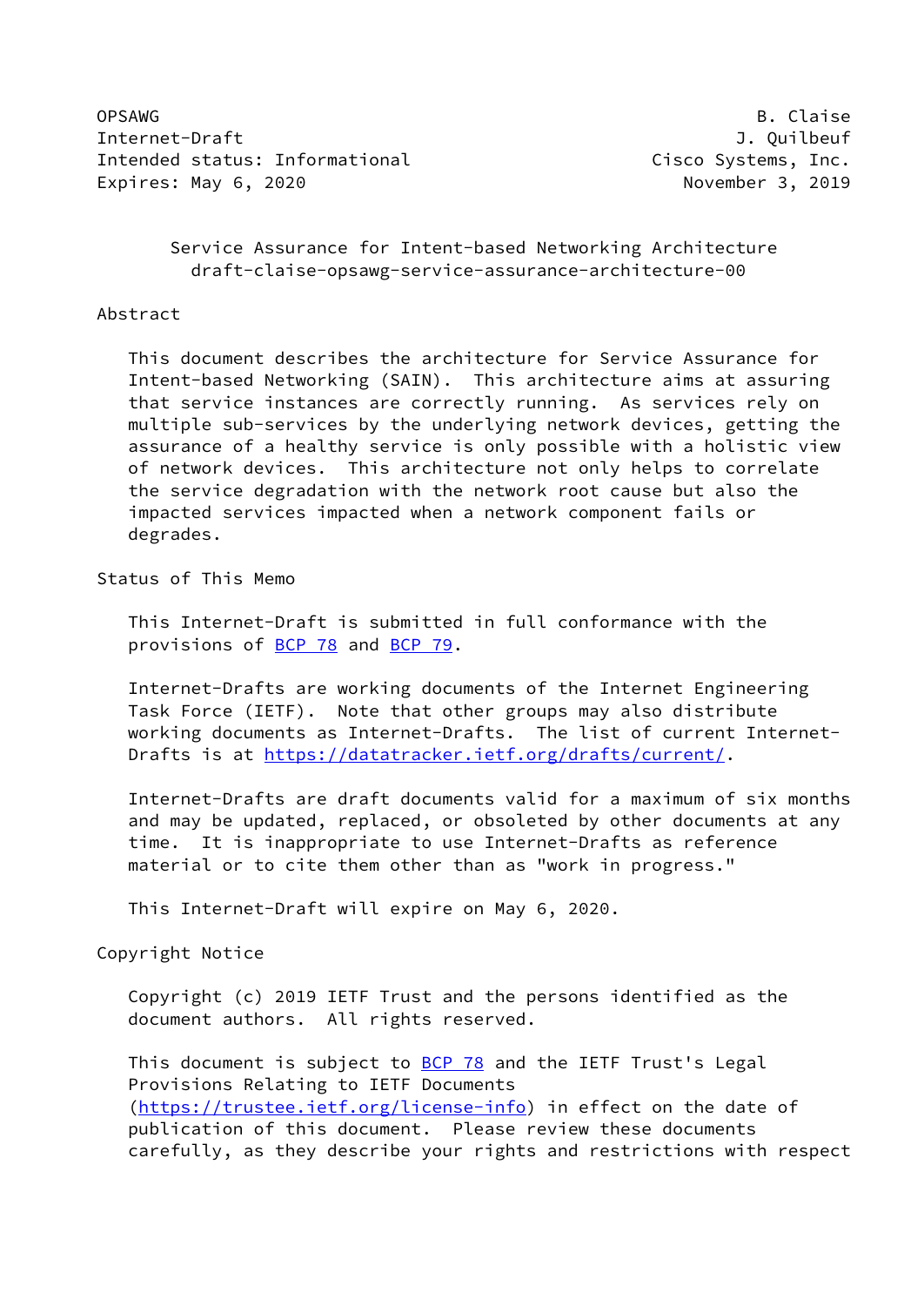OPSAWG B. Claise
Internet-Draft J. Quilbeuf
Intended status: Informational Cisco Systems, Inc.
Expires: May 6, 2020 November 3, 2019

# Service Assurance for Intent-based Networking Architecture
## draft-claise-opsawg-service-assurance-architecture-00

## Abstract

This document describes the architecture for Service Assurance for Intent-based Networking (SAIN). This architecture aims at assuring that service instances are correctly running. As services rely on multiple sub-services by the underlying network devices, getting the assurance of a healthy service is only possible with a holistic view of network devices. This architecture not only helps to correlate the service degradation with the network root cause but also the impacted services impacted when a network component fails or degrades.

## Status of This Memo

This Internet-Draft is submitted in full conformance with the provisions of BCP 78 and BCP 79.

Internet-Drafts are working documents of the Internet Engineering Task Force (IETF). Note that other groups may also distribute working documents as Internet-Drafts. The list of current Internet-Drafts is at https://datatracker.ietf.org/drafts/current/.

Internet-Drafts are draft documents valid for a maximum of six months and may be updated, replaced, or obsoleted by other documents at any time. It is inappropriate to use Internet-Drafts as reference material or to cite them other than as "work in progress."

This Internet-Draft will expire on May 6, 2020.

## Copyright Notice

Copyright (c) 2019 IETF Trust and the persons identified as the document authors. All rights reserved.

This document is subject to BCP 78 and the IETF Trust's Legal Provisions Relating to IETF Documents (https://trustee.ietf.org/license-info) in effect on the date of publication of this document. Please review these documents carefully, as they describe your rights and restrictions with respect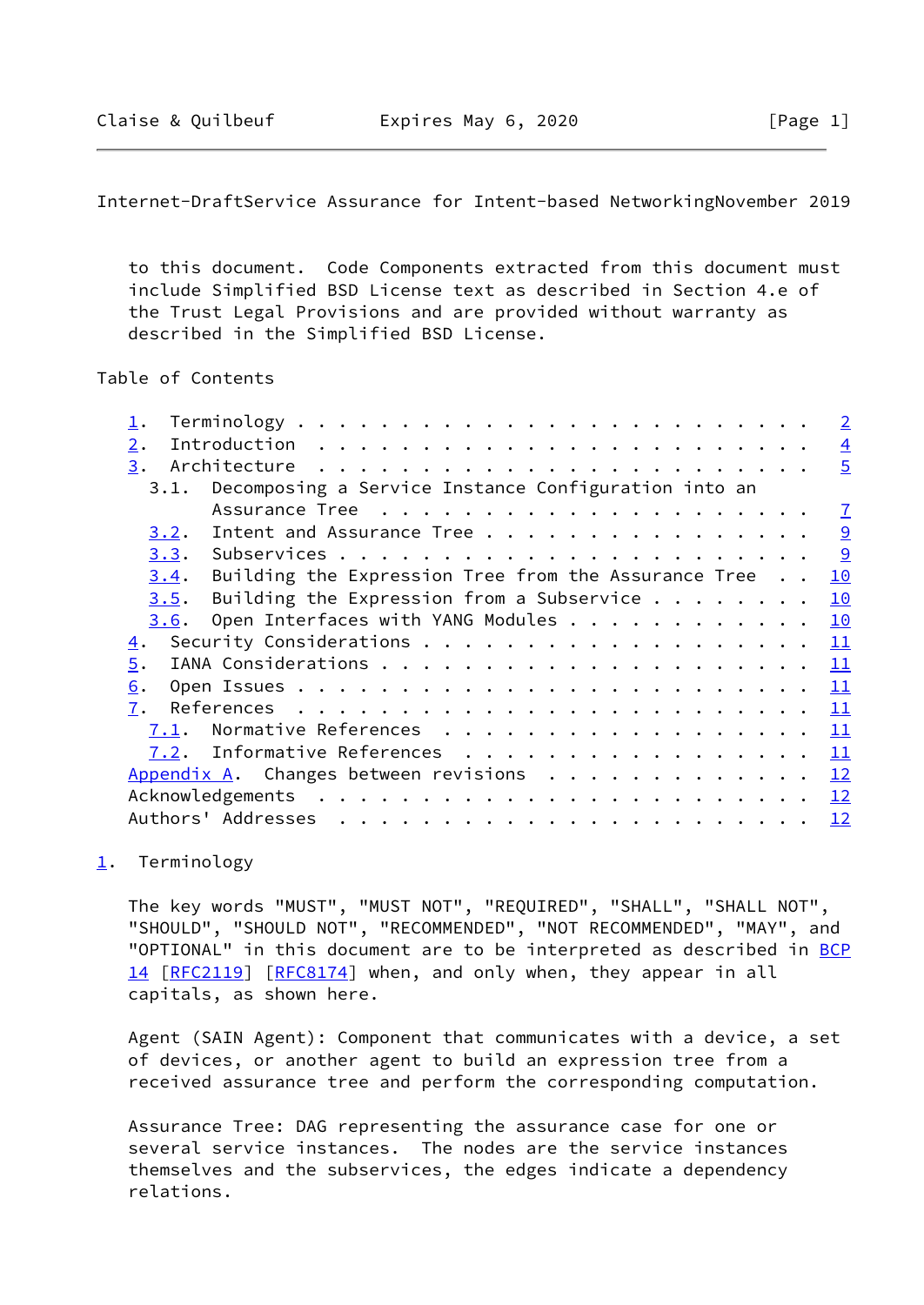to this document. Code Components extracted from this document must include Simplified BSD License text as described in Section 4.e of the Trust Legal Provisions and are provided without warranty as described in the Simplified BSD License.

Table of Contents

```
   1.  Terminology . . . . . . . . . . . . . . . . . . . . . . . .   2
   2.  Introduction  . . . . . . . . . . . . . . . . . . . . . . .   4
   3.  Architecture  . . . . . . . . . . . . . . . . . . . . . . .   5
     3.1.  Decomposing a Service Instance Configuration into an
           Assurance Tree  . . . . . . . . . . . . . . . . . . . .   7
     3.2.  Intent and Assurance Tree . . . . . . . . . . . . . . .   9
     3.3.  Subservices . . . . . . . . . . . . . . . . . . . . . .   9
     3.4.  Building the Expression Tree from the Assurance Tree  .  10
     3.5.  Building the Expression from a Subservice . . . . . . .  10
     3.6.  Open Interfaces with YANG Modules . . . . . . . . . . .  10
   4.  Security Considerations . . . . . . . . . . . . . . . . . .  11
   5.  IANA Considerations . . . . . . . . . . . . . . . . . . . .  11
   6.  Open Issues . . . . . . . . . . . . . . . . . . . . . . . .  11
   7.  References  . . . . . . . . . . . . . . . . . . . . . . . .  11
     7.1.  Normative References  . . . . . . . . . . . . . . . . .  11
     7.2.  Informative References  . . . . . . . . . . . . . . . .  11
   Appendix A.  Changes between revisions  . . . . . . . . . . . .  12
   Acknowledgements  . . . . . . . . . . . . . . . . . . . . . . .  12
   Authors' Addresses  . . . . . . . . . . . . . . . . . . . . . .  12
```

## 1. Terminology

The key words "MUST", "MUST NOT", "REQUIRED", "SHALL", "SHALL NOT", "SHOULD", "SHOULD NOT", "RECOMMENDED", "NOT RECOMMENDED", "MAY", and "OPTIONAL" in this document are to be interpreted as described in BCP 14 [RFC2119] [RFC8174] when, and only when, they appear in all capitals, as shown here.

Agent (SAIN Agent): Component that communicates with a device, a set of devices, or another agent to build an expression tree from a received assurance tree and perform the corresponding computation.

Assurance Tree: DAG representing the assurance case for one or several service instances. The nodes are the service instances themselves and the subservices, the edges indicate a dependency relations.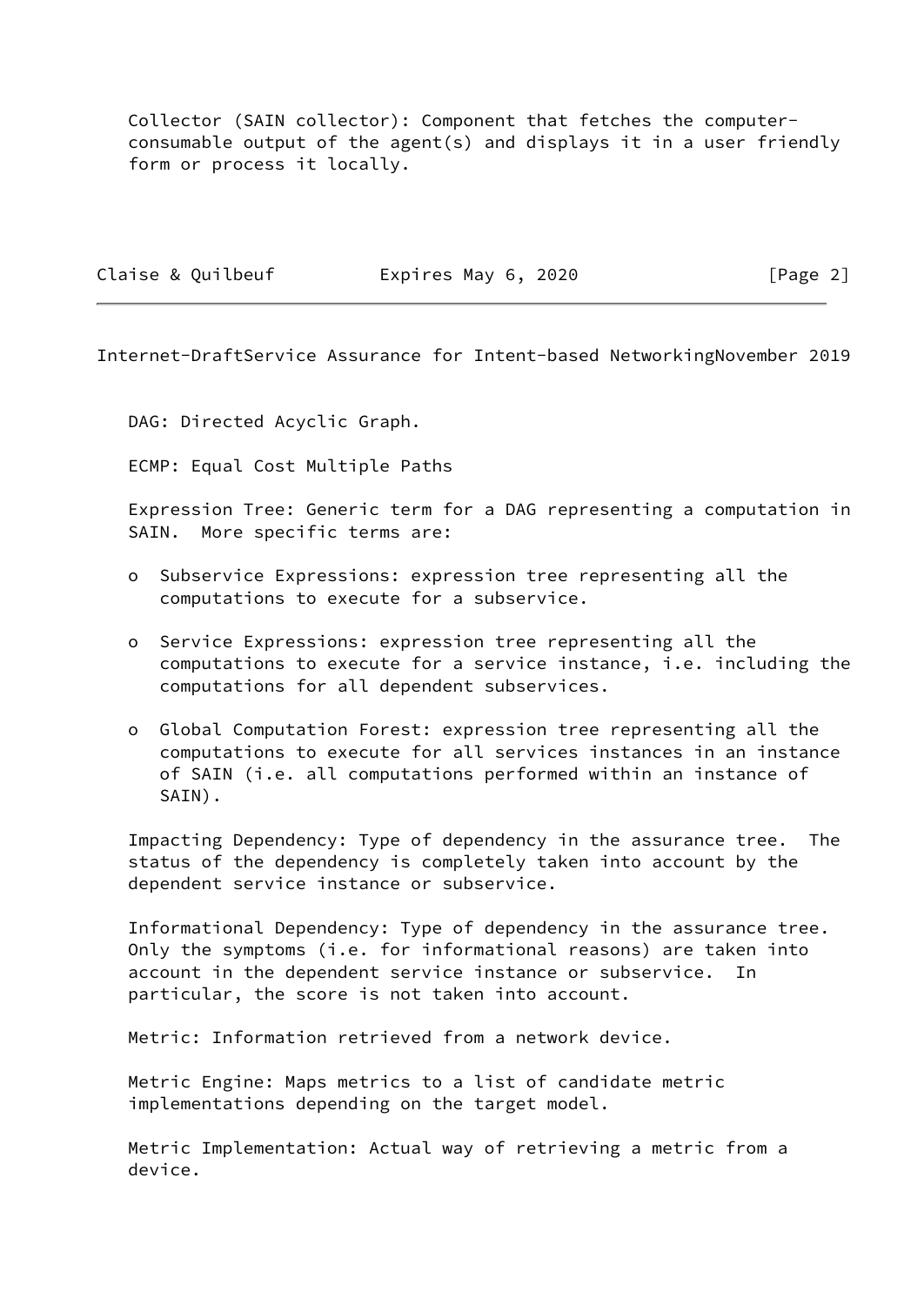Collector (SAIN collector): Component that fetches the computer-consumable output of the agent(s) and displays it in a user friendly form or process it locally.

DAG: Directed Acyclic Graph.

ECMP: Equal Cost Multiple Paths

Expression Tree: Generic term for a DAG representing a computation in SAIN. More specific terms are:

- Subservice Expressions: expression tree representing all the computations to execute for a subservice.

- Service Expressions: expression tree representing all the computations to execute for a service instance, i.e. including the computations for all dependent subservices.

- Global Computation Forest: expression tree representing all the computations to execute for all services instances in an instance of SAIN (i.e. all computations performed within an instance of SAIN).

Impacting Dependency: Type of dependency in the assurance tree. The status of the dependency is completely taken into account by the dependent service instance or subservice.

Informational Dependency: Type of dependency in the assurance tree. Only the symptoms (i.e. for informational reasons) are taken into account in the dependent service instance or subservice. In particular, the score is not taken into account.

Metric: Information retrieved from a network device.

Metric Engine: Maps metrics to a list of candidate metric implementations depending on the target model.

Metric Implementation: Actual way of retrieving a metric from a device.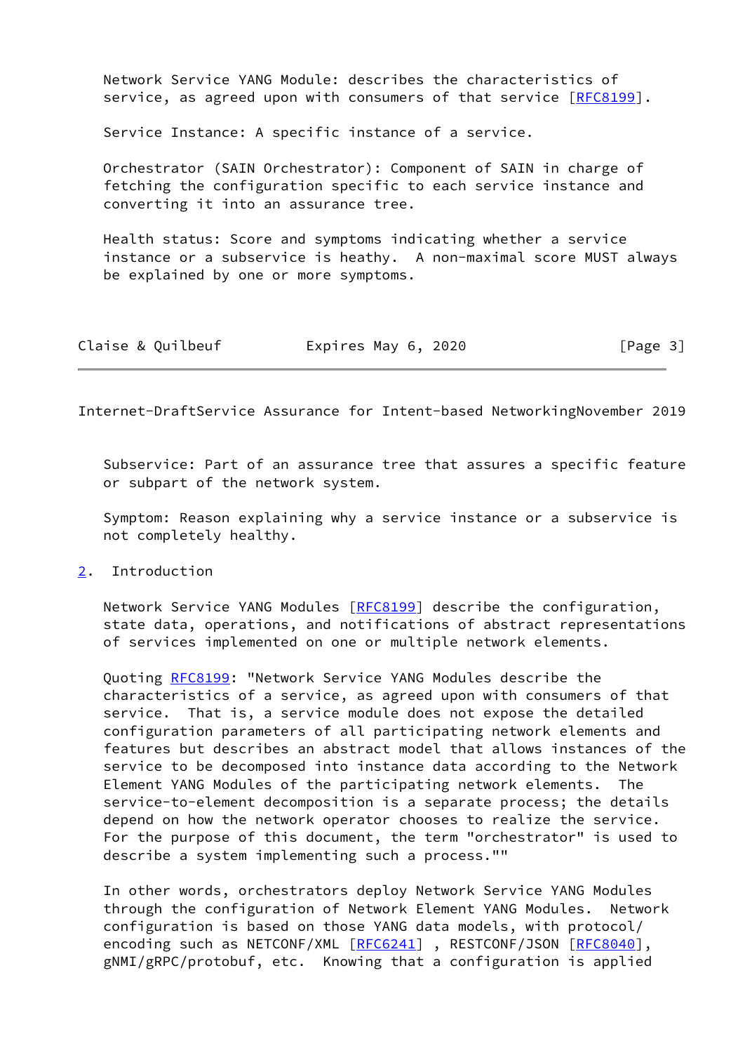Network Service YANG Module: describes the characteristics of service, as agreed upon with consumers of that service [RFC8199].

Service Instance: A specific instance of a service.

Orchestrator (SAIN Orchestrator): Component of SAIN in charge of fetching the configuration specific to each service instance and converting it into an assurance tree.

Health status: Score and symptoms indicating whether a service instance or a subservice is heathy. A non-maximal score MUST always be explained by one or more symptoms.

Subservice: Part of an assurance tree that assures a specific feature or subpart of the network system.

Symptom: Reason explaining why a service instance or a subservice is not completely healthy.

## 2. Introduction

Network Service YANG Modules [RFC8199] describe the configuration, state data, operations, and notifications of abstract representations of services implemented on one or multiple network elements.

Quoting RFC8199: "Network Service YANG Modules describe the characteristics of a service, as agreed upon with consumers of that service. That is, a service module does not expose the detailed configuration parameters of all participating network elements and features but describes an abstract model that allows instances of the service to be decomposed into instance data according to the Network Element YANG Modules of the participating network elements. The service-to-element decomposition is a separate process; the details depend on how the network operator chooses to realize the service. For the purpose of this document, the term "orchestrator" is used to describe a system implementing such a process.""

In other words, orchestrators deploy Network Service YANG Modules through the configuration of Network Element YANG Modules. Network configuration is based on those YANG data models, with protocol/encoding such as NETCONF/XML [RFC6241] , RESTCONF/JSON [RFC8040], gNMI/gRPC/protobuf, etc. Knowing that a configuration is applied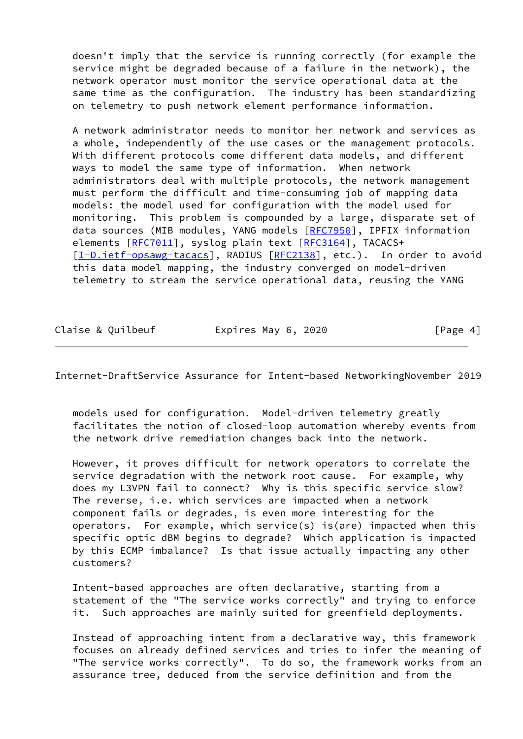doesn't imply that the service is running correctly (for example the service might be degraded because of a failure in the network), the network operator must monitor the service operational data at the same time as the configuration. The industry has been standardizing on telemetry to push network element performance information.

A network administrator needs to monitor her network and services as a whole, independently of the use cases or the management protocols. With different protocols come different data models, and different ways to model the same type of information. When network administrators deal with multiple protocols, the network management must perform the difficult and time-consuming job of mapping data models: the model used for configuration with the model used for monitoring. This problem is compounded by a large, disparate set of data sources (MIB modules, YANG models [RFC7950], IPFIX information elements [RFC7011], syslog plain text [RFC3164], TACACS+ [I-D.ietf-opsawg-tacacs], RADIUS [RFC2138], etc.). In order to avoid this data model mapping, the industry converged on model-driven telemetry to stream the service operational data, reusing the YANG models used for configuration. Model-driven telemetry greatly facilitates the notion of closed-loop automation whereby events from the network drive remediation changes back into the network.

However, it proves difficult for network operators to correlate the service degradation with the network root cause. For example, why does my L3VPN fail to connect? Why is this specific service slow? The reverse, i.e. which services are impacted when a network component fails or degrades, is even more interesting for the operators. For example, which service(s) is(are) impacted when this specific optic dBM begins to degrade? Which application is impacted by this ECMP imbalance? Is that issue actually impacting any other customers?

Intent-based approaches are often declarative, starting from a statement of the "The service works correctly" and trying to enforce it. Such approaches are mainly suited for greenfield deployments.

Instead of approaching intent from a declarative way, this framework focuses on already defined services and tries to infer the meaning of "The service works correctly". To do so, the framework works from an assurance tree, deduced from the service definition and from the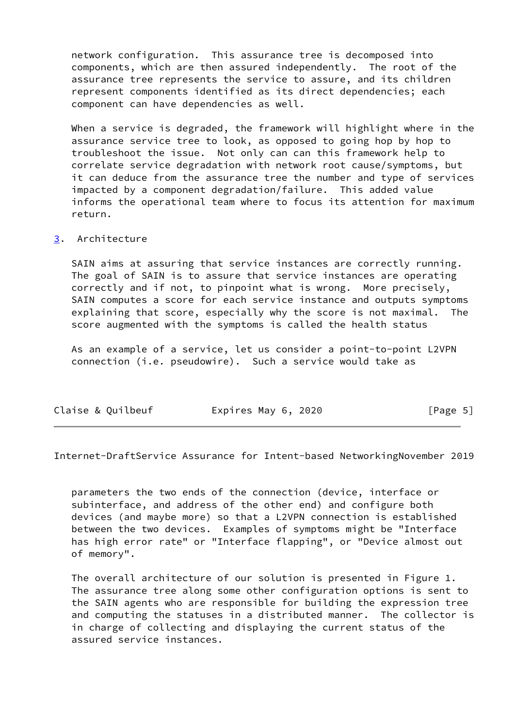network configuration. This assurance tree is decomposed into components, which are then assured independently. The root of the assurance tree represents the service to assure, and its children represent components identified as its direct dependencies; each component can have dependencies as well.

When a service is degraded, the framework will highlight where in the assurance service tree to look, as opposed to going hop by hop to troubleshoot the issue. Not only can can this framework help to correlate service degradation with network root cause/symptoms, but it can deduce from the assurance tree the number and type of services impacted by a component degradation/failure. This added value informs the operational team where to focus its attention for maximum return.

## 3. Architecture

SAIN aims at assuring that service instances are correctly running. The goal of SAIN is to assure that service instances are operating correctly and if not, to pinpoint what is wrong. More precisely, SAIN computes a score for each service instance and outputs symptoms explaining that score, especially why the score is not maximal. The score augmented with the symptoms is called the health status

As an example of a service, let us consider a point-to-point L2VPN connection (i.e. pseudowire). Such a service would take as parameters the two ends of the connection (device, interface or subinterface, and address of the other end) and configure both devices (and maybe more) so that a L2VPN connection is established between the two devices. Examples of symptoms might be "Interface has high error rate" or "Interface flapping", or "Device almost out of memory".

The overall architecture of our solution is presented in Figure 1. The assurance tree along some other configuration options is sent to the SAIN agents who are responsible for building the expression tree and computing the statuses in a distributed manner. The collector is in charge of collecting and displaying the current status of the assured service instances.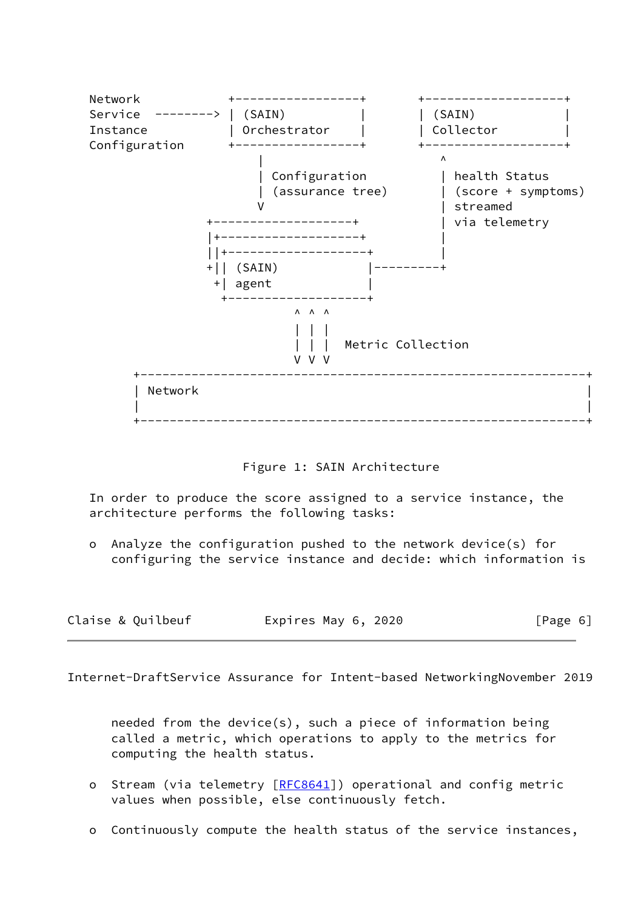```
Network
Service   -------->  | (SAIN)           |       | (SAIN)            |
Instance             | Orchestrator     |       | Collector         |
Configuration        +------------------+       +-------------------+
                          |                          ^
                          | Configuration            | health Status
                          | (assurance tree)         | (score + symptoms)
                          V                          | streamed
                 +-------------------+               | via telemetry
                 |+-------------------+              |
                 ||+-------------------+             |
                 +|| (SAIN)            |---------+
                  +| agent             |
                   +-------------------+
                           ^ ^ ^
                           | | |
                           | | |  Metric Collection
                           V V V
          +-------------------------------------------------------------+
          | Network                                                     |
          |                                                             |
          +-------------------------------------------------------------+
```

Figure 1: SAIN Architecture

In order to produce the score assigned to a service instance, the architecture performs the following tasks:

- Analyze the configuration pushed to the network device(s) for configuring the service instance and decide: which information is needed from the device(s), such a piece of information being called a metric, which operations to apply to the metrics for computing the health status.

- Stream (via telemetry [RFC8641]) operational and config metric values when possible, else continuously fetch.

- Continuously compute the health status of the service instances,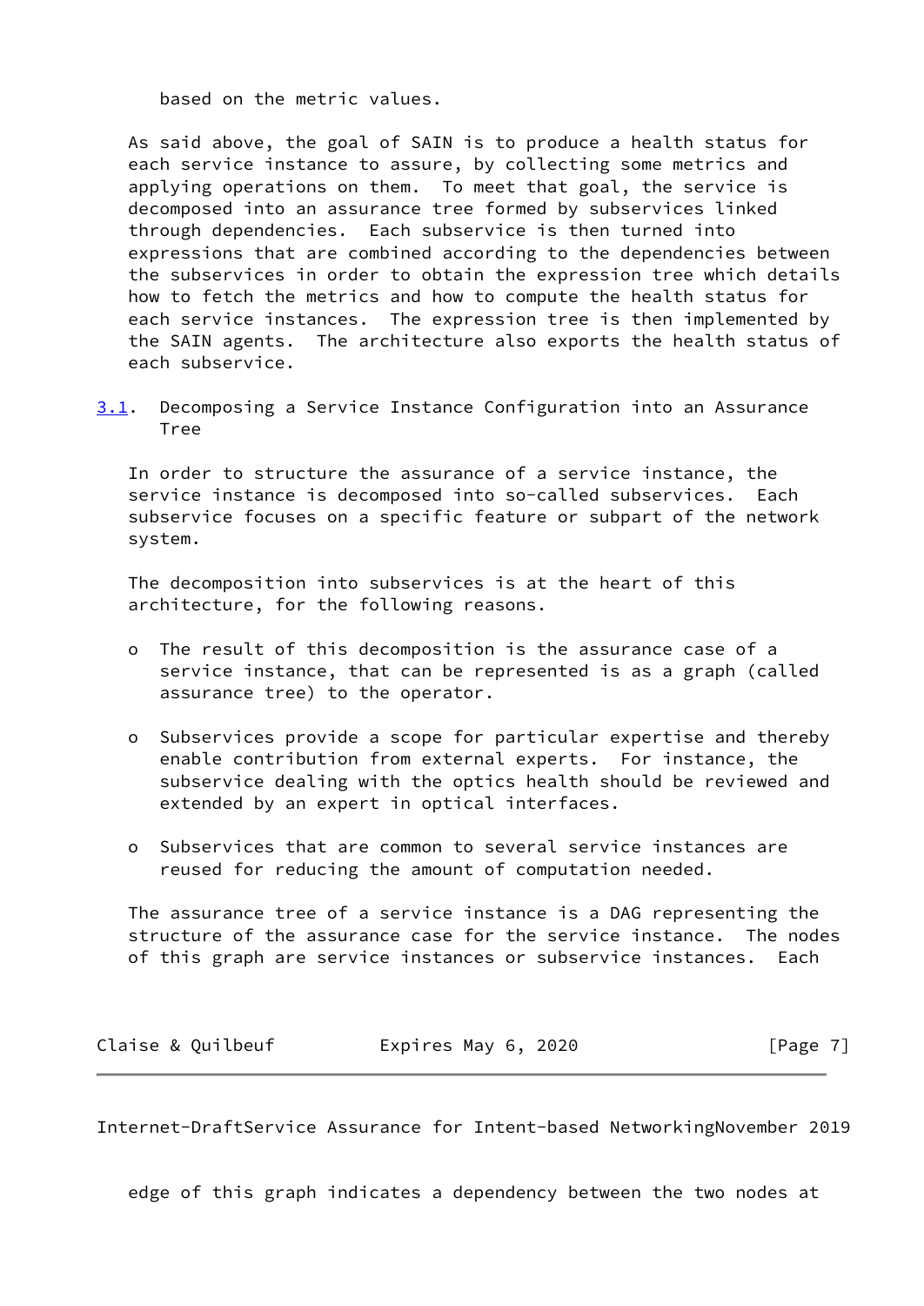based on the metric values.

As said above, the goal of SAIN is to produce a health status for each service instance to assure, by collecting some metrics and applying operations on them. To meet that goal, the service is decomposed into an assurance tree formed by subservices linked through dependencies. Each subservice is then turned into expressions that are combined according to the dependencies between the subservices in order to obtain the expression tree which details how to fetch the metrics and how to compute the health status for each service instances. The expression tree is then implemented by the SAIN agents. The architecture also exports the health status of each subservice.

## 3.1. Decomposing a Service Instance Configuration into an Assurance Tree

In order to structure the assurance of a service instance, the service instance is decomposed into so-called subservices. Each subservice focuses on a specific feature or subpart of the network system.

The decomposition into subservices is at the heart of this architecture, for the following reasons.

- The result of this decomposition is the assurance case of a service instance, that can be represented is as a graph (called assurance tree) to the operator.

- Subservices provide a scope for particular expertise and thereby enable contribution from external experts. For instance, the subservice dealing with the optics health should be reviewed and extended by an expert in optical interfaces.

- Subservices that are common to several service instances are reused for reducing the amount of computation needed.

The assurance tree of a service instance is a DAG representing the structure of the assurance case for the service instance. The nodes of this graph are service instances or subservice instances. Each edge of this graph indicates a dependency between the two nodes at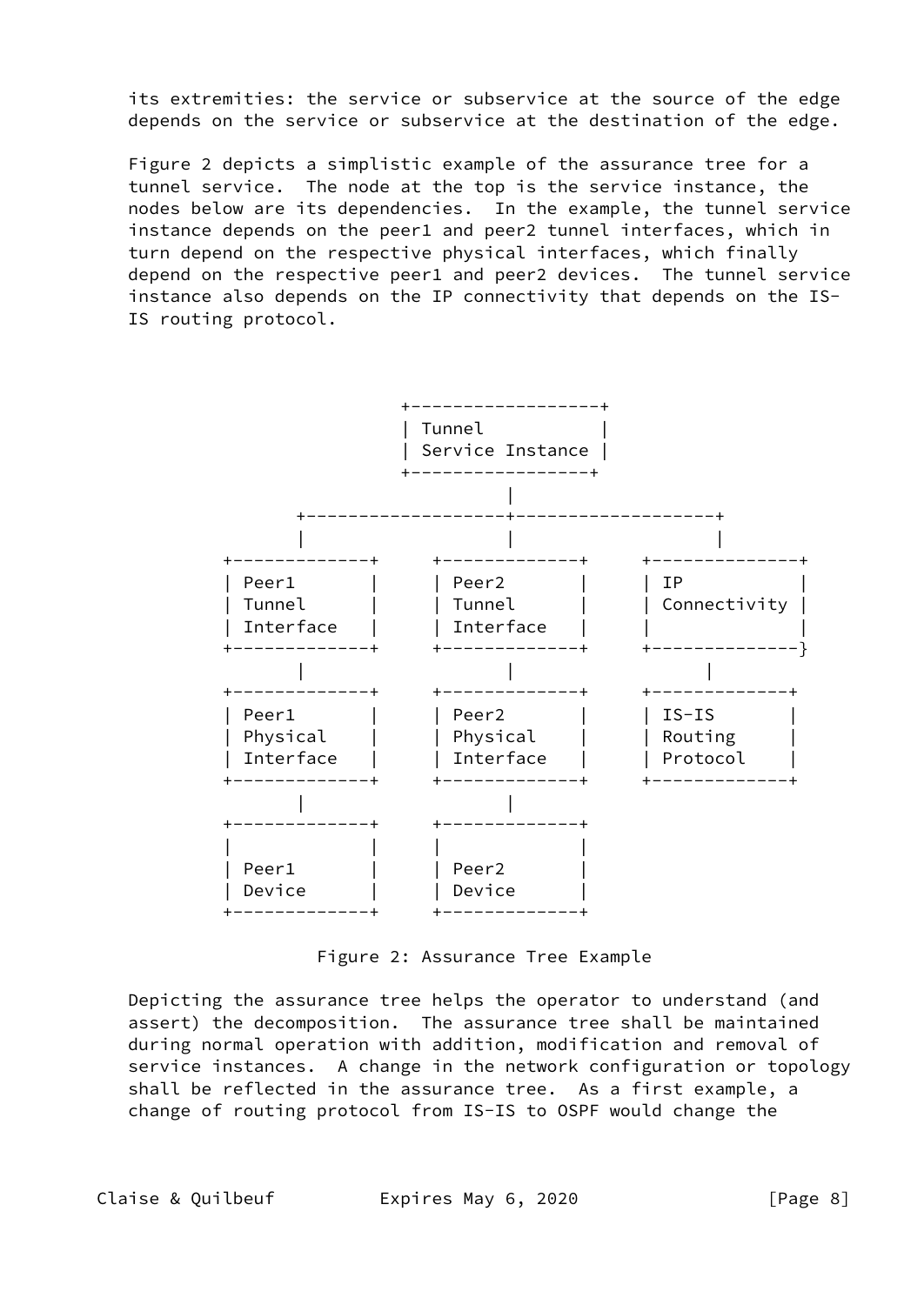its extremities: the service or subservice at the source of the edge depends on the service or subservice at the destination of the edge.

Figure 2 depicts a simplistic example of the assurance tree for a tunnel service. The node at the top is the service instance, the nodes below are its dependencies. In the example, the tunnel service instance depends on the peer1 and peer2 tunnel interfaces, which in turn depend on the respective physical interfaces, which finally depend on the respective peer1 and peer2 devices. The tunnel service instance also depends on the IP connectivity that depends on the IS-IS routing protocol.

```
                           +------------------+
                           | Tunnel           |
                           | Service Instance |
                           +-----------------+
                                     |
                +--------------------+-------------------+
                |                    |                   |
          +-------------+     +-------------+     +--------------+
          | Peer1       |     | Peer2       |     | IP           |
          | Tunnel      |     | Tunnel      |     | Connectivity |
          | Interface   |     | Interface   |     |              |
          +-------------+     +-------------+     +-------------}
                |                    |                  |
          +-------------+     +-------------+     +-------------+
          | Peer1       |     | Peer2       |     | IS-IS       |
          | Physical    |     | Physical    |     | Routing     |
          | Interface   |     | Interface   |     | Protocol    |
          +-------------+     +-------------+     +-------------+
                |                    |
          +-------------+     +-------------+
          |             |     |             |
          | Peer1       |     | Peer2       |
          | Device      |     | Device      |
          +-------------+     +-------------+
```

Figure 2: Assurance Tree Example

Depicting the assurance tree helps the operator to understand (and assert) the decomposition. The assurance tree shall be maintained during normal operation with addition, modification and removal of service instances. A change in the network configuration or topology shall be reflected in the assurance tree. As a first example, a change of routing protocol from IS-IS to OSPF would change the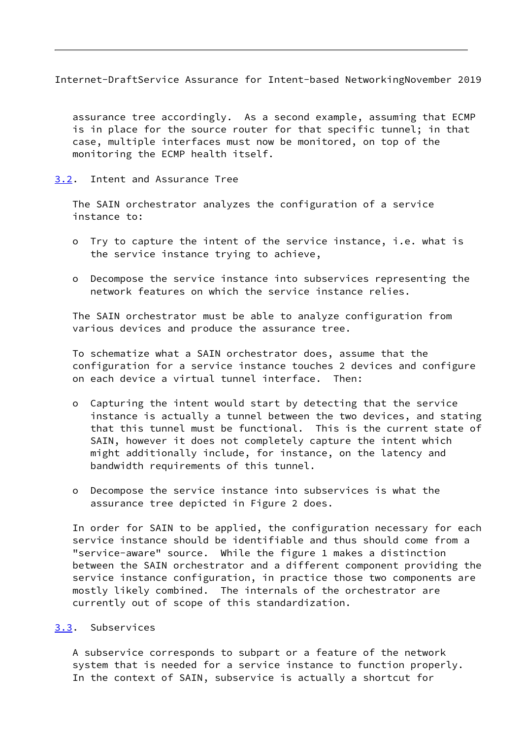assurance tree accordingly. As a second example, assuming that ECMP is in place for the source router for that specific tunnel; in that case, multiple interfaces must now be monitored, on top of the monitoring the ECMP health itself.

### 3.2. Intent and Assurance Tree

The SAIN orchestrator analyzes the configuration of a service instance to:

- Try to capture the intent of the service instance, i.e. what is the service instance trying to achieve,
- Decompose the service instance into subservices representing the network features on which the service instance relies.

The SAIN orchestrator must be able to analyze configuration from various devices and produce the assurance tree.

To schematize what a SAIN orchestrator does, assume that the configuration for a service instance touches 2 devices and configure on each device a virtual tunnel interface. Then:

- Capturing the intent would start by detecting that the service instance is actually a tunnel between the two devices, and stating that this tunnel must be functional. This is the current state of SAIN, however it does not completely capture the intent which might additionally include, for instance, on the latency and bandwidth requirements of this tunnel.
- Decompose the service instance into subservices is what the assurance tree depicted in Figure 2 does.

In order for SAIN to be applied, the configuration necessary for each service instance should be identifiable and thus should come from a "service-aware" source. While the figure 1 makes a distinction between the SAIN orchestrator and a different component providing the service instance configuration, in practice those two components are mostly likely combined. The internals of the orchestrator are currently out of scope of this standardization.

### 3.3. Subservices

A subservice corresponds to subpart or a feature of the network system that is needed for a service instance to function properly. In the context of SAIN, subservice is actually a shortcut for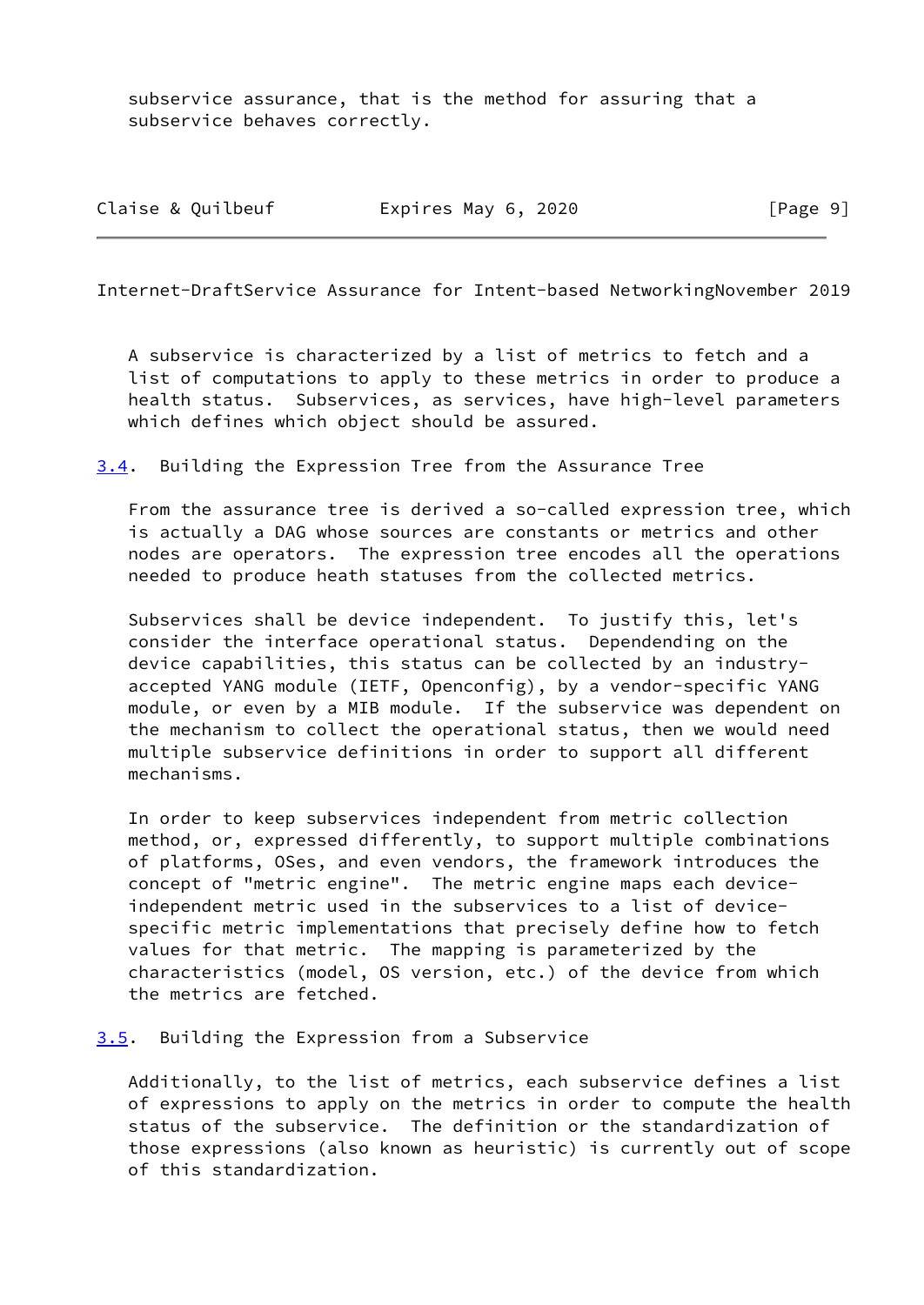subservice assurance, that is the method for assuring that a subservice behaves correctly.

A subservice is characterized by a list of metrics to fetch and a list of computations to apply to these metrics in order to produce a health status. Subservices, as services, have high-level parameters which defines which object should be assured.

### 3.4. Building the Expression Tree from the Assurance Tree

From the assurance tree is derived a so-called expression tree, which is actually a DAG whose sources are constants or metrics and other nodes are operators. The expression tree encodes all the operations needed to produce heath statuses from the collected metrics.

Subservices shall be device independent. To justify this, let's consider the interface operational status. Dependending on the device capabilities, this status can be collected by an industry-accepted YANG module (IETF, Openconfig), by a vendor-specific YANG module, or even by a MIB module. If the subservice was dependent on the mechanism to collect the operational status, then we would need multiple subservice definitions in order to support all different mechanisms.

In order to keep subservices independent from metric collection method, or, expressed differently, to support multiple combinations of platforms, OSes, and even vendors, the framework introduces the concept of "metric engine". The metric engine maps each device-independent metric used in the subservices to a list of device-specific metric implementations that precisely define how to fetch values for that metric. The mapping is parameterized by the characteristics (model, OS version, etc.) of the device from which the metrics are fetched.

### 3.5. Building the Expression from a Subservice

Additionally, to the list of metrics, each subservice defines a list of expressions to apply on the metrics in order to compute the health status of the subservice. The definition or the standardization of those expressions (also known as heuristic) is currently out of scope of this standardization.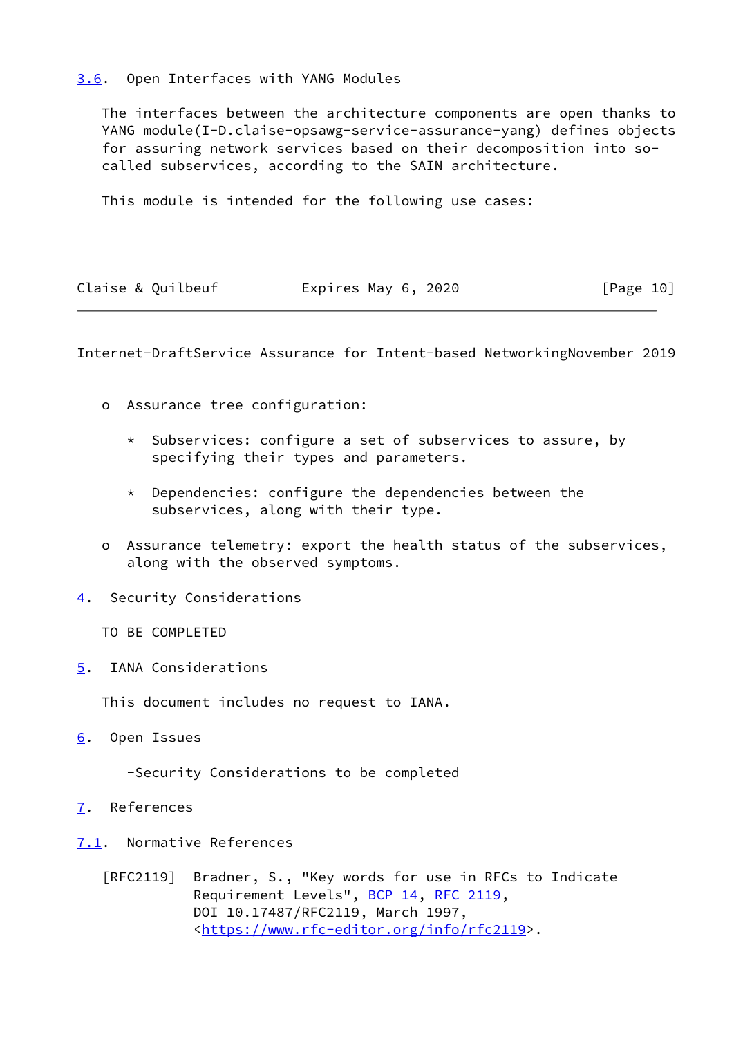### 3.6. Open Interfaces with YANG Modules

The interfaces between the architecture components are open thanks to YANG module(I-D.claise-opsawg-service-assurance-yang) defines objects for assuring network services based on their decomposition into so-called subservices, according to the SAIN architecture.

This module is intended for the following use cases:

- Assurance tree configuration:
  * Subservices: configure a set of subservices to assure, by specifying their types and parameters.
  * Dependencies: configure the dependencies between the subservices, along with their type.
- Assurance telemetry: export the health status of the subservices, along with the observed symptoms.

## 4. Security Considerations

TO BE COMPLETED

## 5. IANA Considerations

This document includes no request to IANA.

## 6. Open Issues

-Security Considerations to be completed

## 7. References

### 7.1. Normative References

[RFC2119] Bradner, S., "Key words for use in RFCs to Indicate Requirement Levels", BCP 14, RFC 2119, DOI 10.17487/RFC2119, March 1997, <https://www.rfc-editor.org/info/rfc2119>.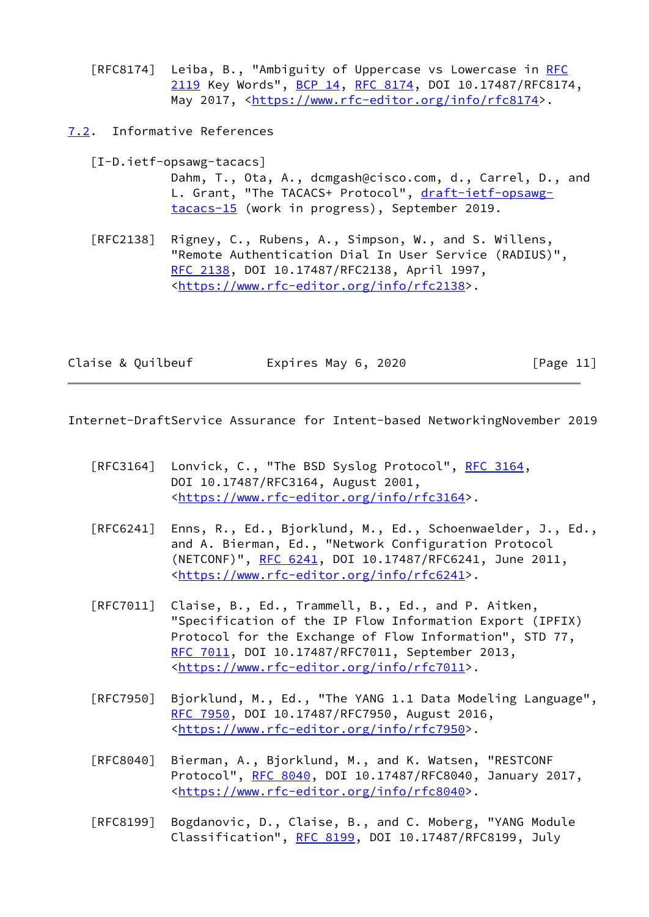[RFC8174] Leiba, B., "Ambiguity of Uppercase vs Lowercase in RFC 2119 Key Words", BCP 14, RFC 8174, DOI 10.17487/RFC8174, May 2017, <https://www.rfc-editor.org/info/rfc8174>.

## 7.2. Informative References

[I-D.ietf-opsawg-tacacs]
Dahm, T., Ota, A., dcmgash@cisco.com, d., Carrel, D., and L. Grant, "The TACACS+ Protocol", draft-ietf-opsawg-tacacs-15 (work in progress), September 2019.

[RFC2138] Rigney, C., Rubens, A., Simpson, W., and S. Willens, "Remote Authentication Dial In User Service (RADIUS)", RFC 2138, DOI 10.17487/RFC2138, April 1997, <https://www.rfc-editor.org/info/rfc2138>.

[RFC3164] Lonvick, C., "The BSD Syslog Protocol", RFC 3164, DOI 10.17487/RFC3164, August 2001, <https://www.rfc-editor.org/info/rfc3164>.

[RFC6241] Enns, R., Ed., Bjorklund, M., Ed., Schoenwaelder, J., Ed., and A. Bierman, Ed., "Network Configuration Protocol (NETCONF)", RFC 6241, DOI 10.17487/RFC6241, June 2011, <https://www.rfc-editor.org/info/rfc6241>.

[RFC7011] Claise, B., Ed., Trammell, B., Ed., and P. Aitken, "Specification of the IP Flow Information Export (IPFIX) Protocol for the Exchange of Flow Information", STD 77, RFC 7011, DOI 10.17487/RFC7011, September 2013, <https://www.rfc-editor.org/info/rfc7011>.

[RFC7950] Bjorklund, M., Ed., "The YANG 1.1 Data Modeling Language", RFC 7950, DOI 10.17487/RFC7950, August 2016, <https://www.rfc-editor.org/info/rfc7950>.

[RFC8040] Bierman, A., Bjorklund, M., and K. Watsen, "RESTCONF Protocol", RFC 8040, DOI 10.17487/RFC8040, January 2017, <https://www.rfc-editor.org/info/rfc8040>.

[RFC8199] Bogdanovic, D., Claise, B., and C. Moberg, "YANG Module Classification", RFC 8199, DOI 10.17487/RFC8199, July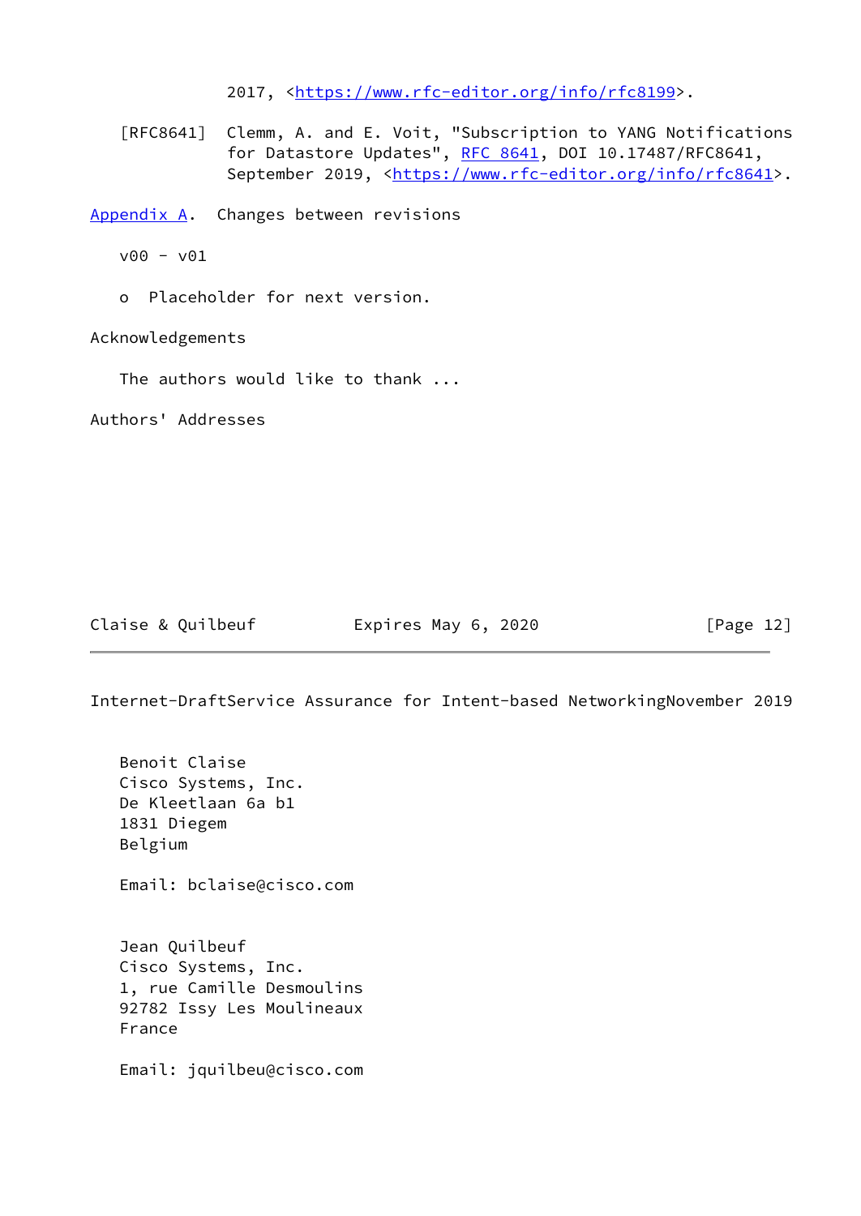2017, <https://www.rfc-editor.org/info/rfc8199>.

[RFC8641] Clemm, A. and E. Voit, "Subscription to YANG Notifications for Datastore Updates", RFC 8641, DOI 10.17487/RFC8641, September 2019, <https://www.rfc-editor.org/info/rfc8641>.

## Appendix A. Changes between revisions

v00 - v01

- Placeholder for next version.

## Acknowledgements

The authors would like to thank ...

## Authors' Addresses

Benoit Claise
Cisco Systems, Inc.
De Kleetlaan 6a b1
1831 Diegem
Belgium

Email: bclaise@cisco.com

Jean Quilbeuf
Cisco Systems, Inc.
1, rue Camille Desmoulins
92782 Issy Les Moulineaux
France

Email: jquilbeu@cisco.com